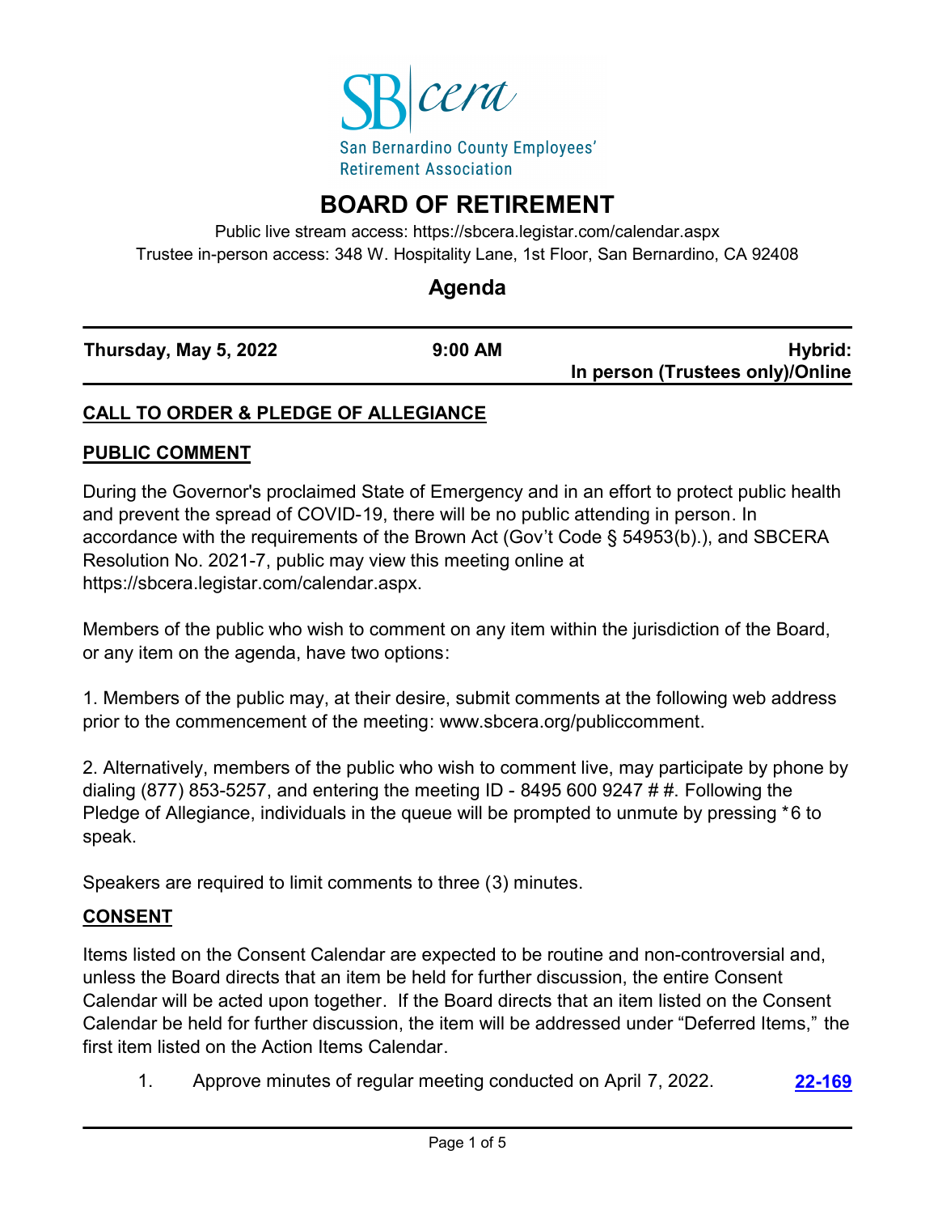San Bernardino County Employees' Retirement Association

# BOARD OF RETIREMENT

Public live stream access: https://sbcera.legistar.com/calendar.aspx

Trustee in-person access: 348 W. Hospitality Lane, 1st Floor, San Bernardino, CA 92408

## Agenda

| **Thursday, May 5, 2022** | **9:00 AM** | **Hybrid: In person (Trustees only)/Online** |
|---|---|---|

**CALL TO ORDER & PLEDGE OF ALLEGIANCE**

**PUBLIC COMMENT**

During the Governor's proclaimed State of Emergency and in an effort to protect public health and prevent the spread of COVID-19, there will be no public attending in person. In accordance with the requirements of the Brown Act (Gov't Code § 54953(b).), and SBCERA Resolution No. 2021-7, public may view this meeting online at https://sbcera.legistar.com/calendar.aspx.

Members of the public who wish to comment on any item within the jurisdiction of the Board, or any item on the agenda, have two options:

1. Members of the public may, at their desire, submit comments at the following web address prior to the commencement of the meeting: www.sbcera.org/publiccomment.

2. Alternatively, members of the public who wish to comment live, may participate by phone by dialing (877) 853-5257, and entering the meeting ID - 8495 600 9247 # #. Following the Pledge of Allegiance, individuals in the queue will be prompted to unmute by pressing *6 to speak.

Speakers are required to limit comments to three (3) minutes.

**CONSENT**

Items listed on the Consent Calendar are expected to be routine and non-controversial and, unless the Board directs that an item be held for further discussion, the entire Consent Calendar will be acted upon together. If the Board directs that an item listed on the Consent Calendar be held for further discussion, the item will be addressed under "Deferred Items," the first item listed on the Action Items Calendar.

1. Approve minutes of regular meeting conducted on April 7, 2022. **22-169**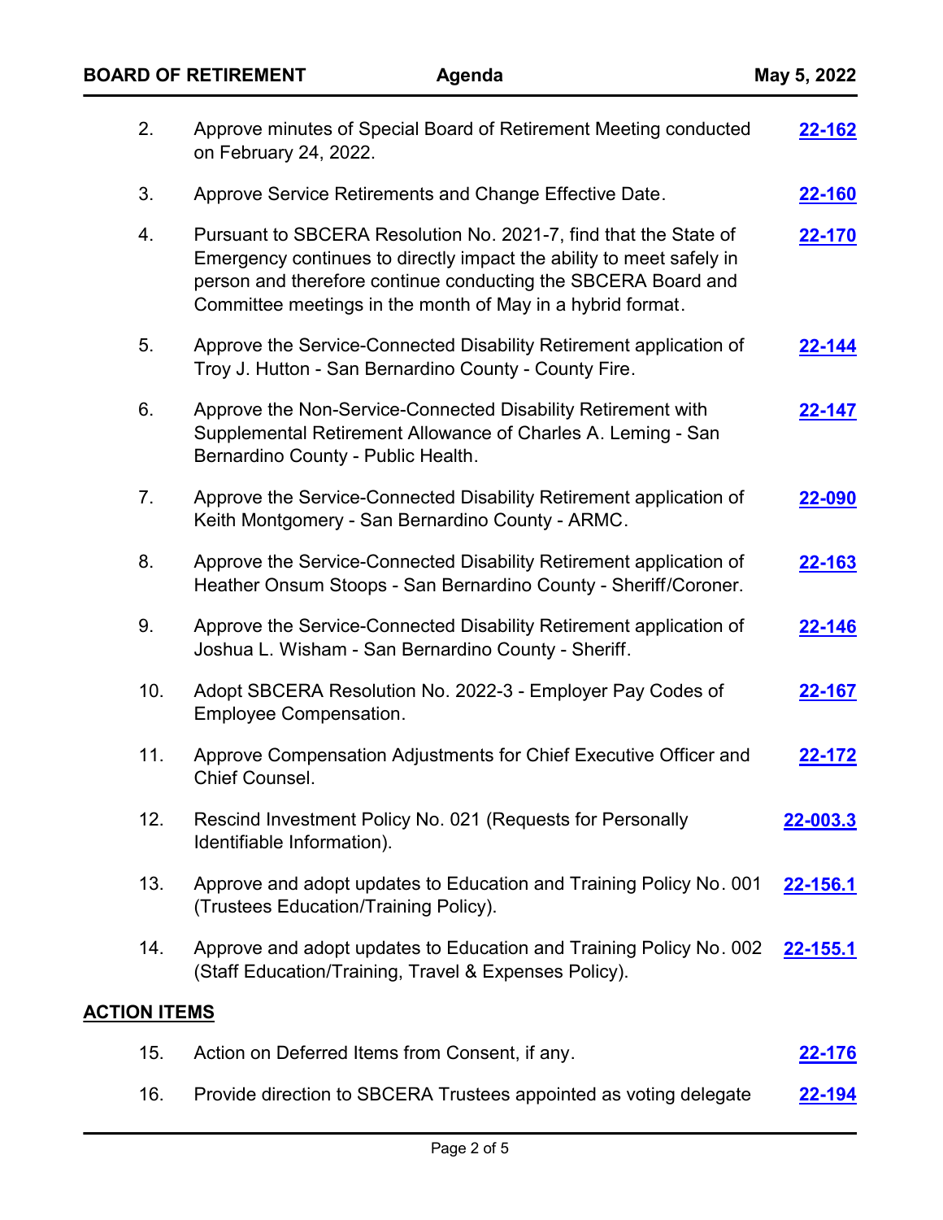2. Approve minutes of Special Board of Retirement Meeting conducted on February 24, 2022. **22-162**

3. Approve Service Retirements and Change Effective Date. **22-160**

4. Pursuant to SBCERA Resolution No. 2021-7, find that the State of Emergency continues to directly impact the ability to meet safely in person and therefore continue conducting the SBCERA Board and Committee meetings in the month of May in a hybrid format. **22-170**

5. Approve the Service-Connected Disability Retirement application of Troy J. Hutton - San Bernardino County - County Fire. **22-144**

6. Approve the Non-Service-Connected Disability Retirement with Supplemental Retirement Allowance of Charles A. Leming - San Bernardino County - Public Health. **22-147**

7. Approve the Service-Connected Disability Retirement application of Keith Montgomery - San Bernardino County - ARMC. **22-090**

8. Approve the Service-Connected Disability Retirement application of Heather Onsum Stoops - San Bernardino County - Sheriff/Coroner. **22-163**

9. Approve the Service-Connected Disability Retirement application of Joshua L. Wisham - San Bernardino County - Sheriff. **22-146**

10. Adopt SBCERA Resolution No. 2022-3 - Employer Pay Codes of Employee Compensation. **22-167**

11. Approve Compensation Adjustments for Chief Executive Officer and Chief Counsel. **22-172**

12. Rescind Investment Policy No. 021 (Requests for Personally Identifiable Information). **22-003.3**

13. Approve and adopt updates to Education and Training Policy No. 001 (Trustees Education/Training Policy). **22-156.1**

14. Approve and adopt updates to Education and Training Policy No. 002 (Staff Education/Training, Travel & Expenses Policy). **22-155.1**

## ACTION ITEMS

15. Action on Deferred Items from Consent, if any. **22-176**

16. Provide direction to SBCERA Trustees appointed as voting delegate **22-194**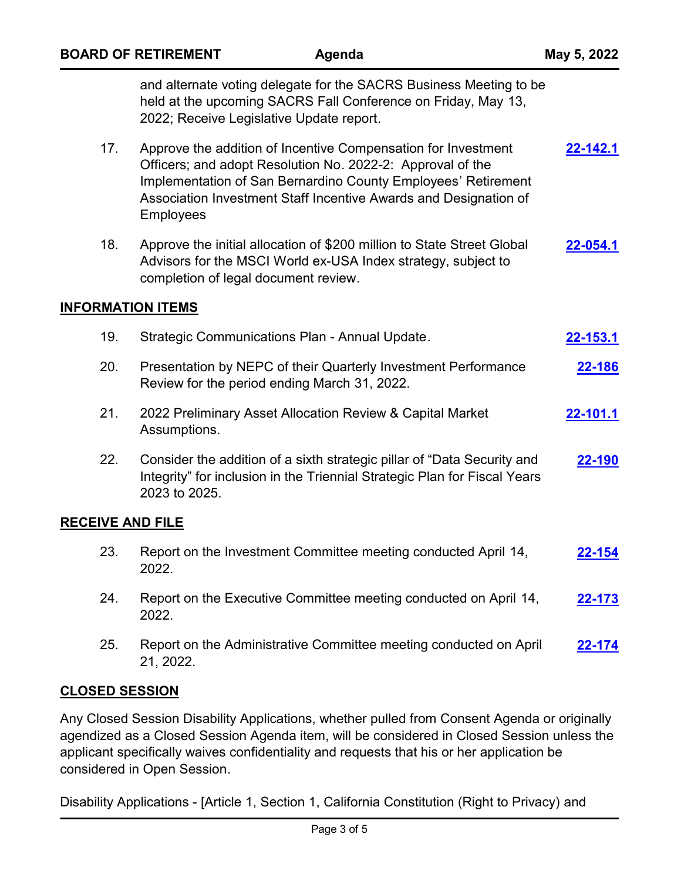and alternate voting delegate for the SACRS Business Meeting to be held at the upcoming SACRS Fall Conference on Friday, May 13, 2022; Receive Legislative Update report.

17. Approve the addition of Incentive Compensation for Investment Officers; and adopt Resolution No. 2022-2: Approval of the Implementation of San Bernardino County Employees' Retirement Association Investment Staff Incentive Awards and Designation of Employees **22-142.1**

18. Approve the initial allocation of $200 million to State Street Global Advisors for the MSCI World ex-USA Index strategy, subject to completion of legal document review. **22-054.1**

## INFORMATION ITEMS

19. Strategic Communications Plan - Annual Update. **22-153.1**

20. Presentation by NEPC of their Quarterly Investment Performance Review for the period ending March 31, 2022. **22-186**

21. 2022 Preliminary Asset Allocation Review & Capital Market Assumptions. **22-101.1**

22. Consider the addition of a sixth strategic pillar of "Data Security and Integrity" for inclusion in the Triennial Strategic Plan for Fiscal Years 2023 to 2025. **22-190**

## RECEIVE AND FILE

23. Report on the Investment Committee meeting conducted April 14, 2022. **22-154**

24. Report on the Executive Committee meeting conducted on April 14, 2022. **22-173**

25. Report on the Administrative Committee meeting conducted on April 21, 2022. **22-174**

## CLOSED SESSION

Any Closed Session Disability Applications, whether pulled from Consent Agenda or originally agendized as a Closed Session Agenda item, will be considered in Closed Session unless the applicant specifically waives confidentiality and requests that his or her application be considered in Open Session.

Disability Applications - [Article 1, Section 1, California Constitution (Right to Privacy) and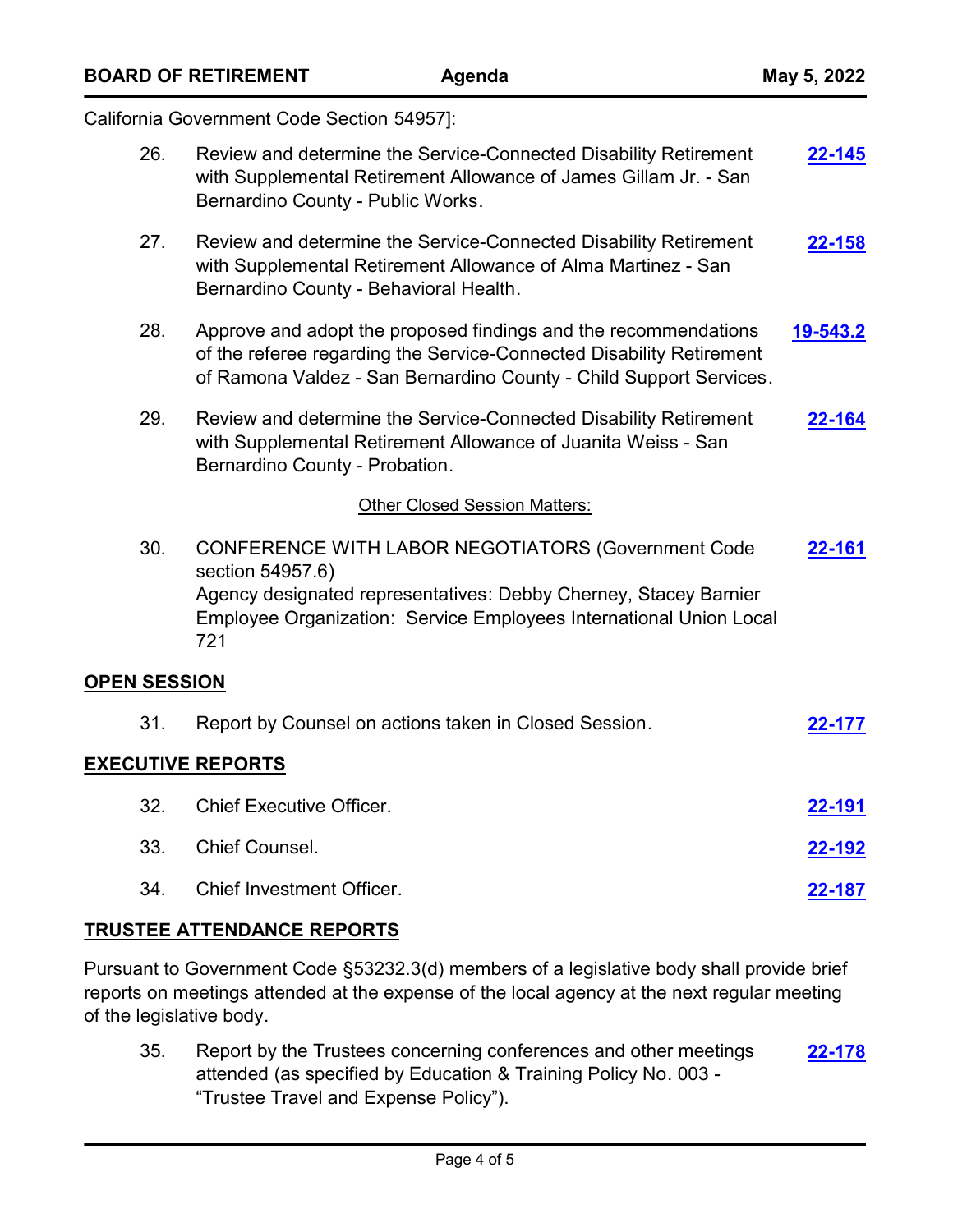California Government Code Section 54957]:

26. Review and determine the Service-Connected Disability Retirement with Supplemental Retirement Allowance of James Gillam Jr. - San Bernardino County - Public Works. **22-145**

27. Review and determine the Service-Connected Disability Retirement with Supplemental Retirement Allowance of Alma Martinez - San Bernardino County - Behavioral Health. **22-158**

28. Approve and adopt the proposed findings and the recommendations of the referee regarding the Service-Connected Disability Retirement of Ramona Valdez - San Bernardino County - Child Support Services. **19-543.2**

29. Review and determine the Service-Connected Disability Retirement with Supplemental Retirement Allowance of Juanita Weiss - San Bernardino County - Probation. **22-164**

Other Closed Session Matters:

30. CONFERENCE WITH LABOR NEGOTIATORS (Government Code section 54957.6)
Agency designated representatives: Debby Cherney, Stacey Barnier
Employee Organization: Service Employees International Union Local 721 **22-161**

## OPEN SESSION

31. Report by Counsel on actions taken in Closed Session. **22-177**

## EXECUTIVE REPORTS

32. Chief Executive Officer. **22-191**

33. Chief Counsel. **22-192**

34. Chief Investment Officer. **22-187**

## TRUSTEE ATTENDANCE REPORTS

Pursuant to Government Code §53232.3(d) members of a legislative body shall provide brief reports on meetings attended at the expense of the local agency at the next regular meeting of the legislative body.

35. Report by the Trustees concerning conferences and other meetings attended (as specified by Education & Training Policy No. 003 - "Trustee Travel and Expense Policy"). **22-178**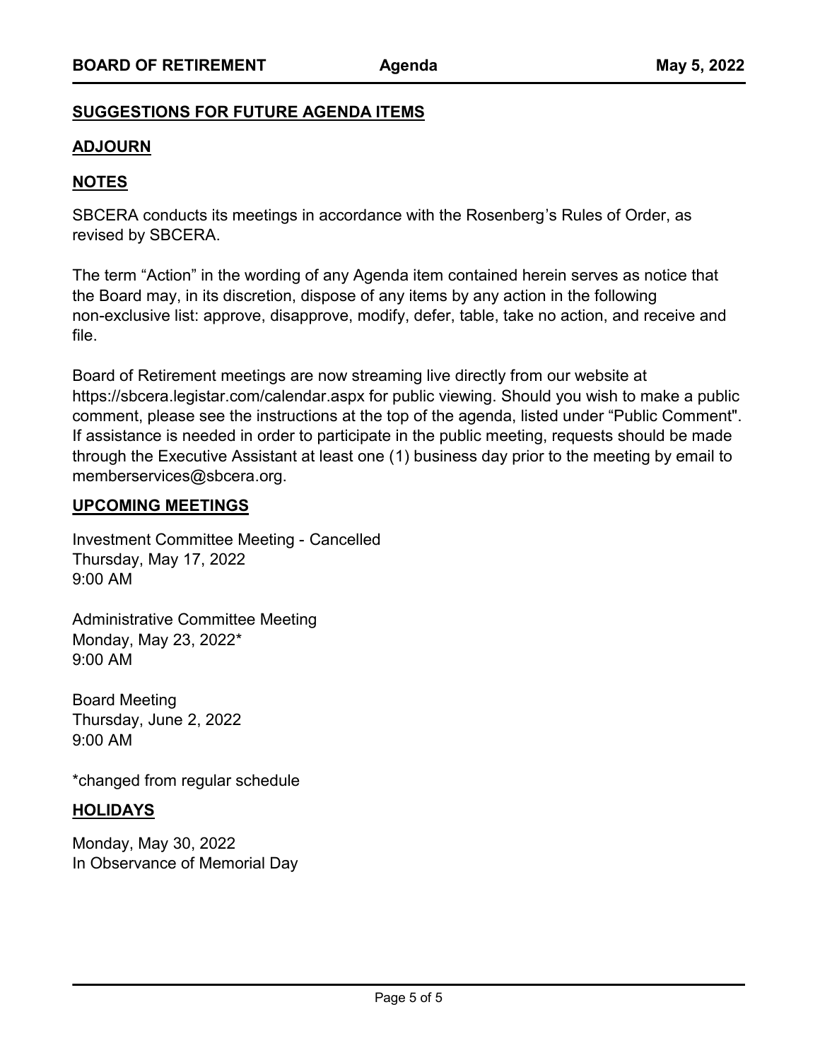## SUGGESTIONS FOR FUTURE AGENDA ITEMS

## ADJOURN

## NOTES

SBCERA conducts its meetings in accordance with the Rosenberg's Rules of Order, as revised by SBCERA.

The term "Action" in the wording of any Agenda item contained herein serves as notice that the Board may, in its discretion, dispose of any items by any action in the following non-exclusive list: approve, disapprove, modify, defer, table, take no action, and receive and file.

Board of Retirement meetings are now streaming live directly from our website at https://sbcera.legistar.com/calendar.aspx for public viewing. Should you wish to make a public comment, please see the instructions at the top of the agenda, listed under "Public Comment". If assistance is needed in order to participate in the public meeting, requests should be made through the Executive Assistant at least one (1) business day prior to the meeting by email to memberservices@sbcera.org.

## UPCOMING MEETINGS

Investment Committee Meeting - Cancelled
Thursday, May 17, 2022
9:00 AM

Administrative Committee Meeting
Monday, May 23, 2022*
9:00 AM

Board Meeting
Thursday, June 2, 2022
9:00 AM

*changed from regular schedule

## HOLIDAYS

Monday, May 30, 2022
In Observance of Memorial Day